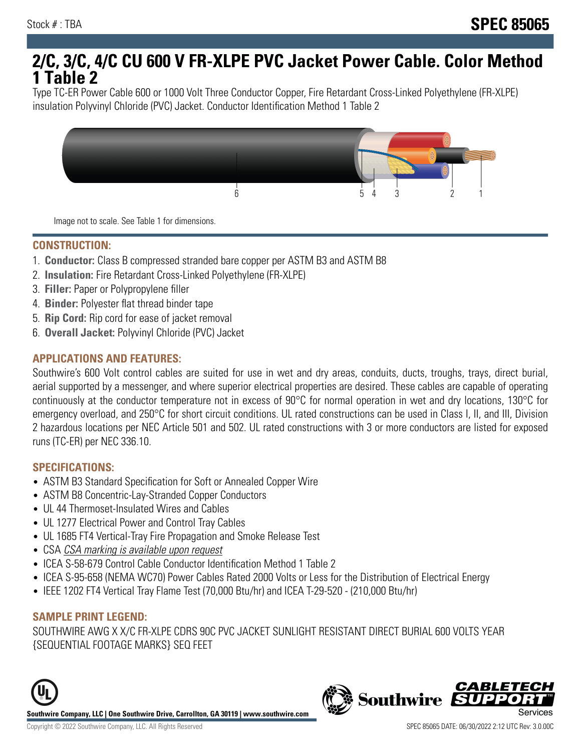Stock # : TBA

**SPEC 85065**

# 2/C, 3/C, 4/C CU 600 V FR-XLPE PVC Jacket Power Cable. Color Method 1 Table 2

Type TC-ER Power Cable 600 or 1000 Volt Three Conductor Copper, Fire Retardant Cross-Linked Polyethylene (FR-XLPE) insulation Polyvinyl Chloride (PVC) Jacket. Conductor Identification Method 1 Table 2

6 5 4 3 2 1

Image not to scale. See Table 1 for dimensions.

## CONSTRUCTION:

1. **Conductor:** Class B compressed stranded bare copper per ASTM B3 and ASTM B8
2. **Insulation:** Fire Retardant Cross-Linked Polyethylene (FR-XLPE)
3. **Filler:** Paper or Polypropylene filler
4. **Binder:** Polyester flat thread binder tape
5. **Rip Cord:** Rip cord for ease of jacket removal
6. **Overall Jacket:** Polyvinyl Chloride (PVC) Jacket

## APPLICATIONS AND FEATURES:

Southwire's 600 Volt control cables are suited for use in wet and dry areas, conduits, ducts, troughs, trays, direct burial, aerial supported by a messenger, and where superior electrical properties are desired. These cables are capable of operating continuously at the conductor temperature not in excess of 90°C for normal operation in wet and dry locations, 130°C for emergency overload, and 250°C for short circuit conditions. UL rated constructions can be used in Class I, II, and III, Division 2 hazardous locations per NEC Article 501 and 502. UL rated constructions with 3 or more conductors are listed for exposed runs (TC-ER) per NEC 336.10.

## SPECIFICATIONS:

- ASTM B3 Standard Specification for Soft or Annealed Copper Wire
- ASTM B8 Concentric-Lay-Stranded Copper Conductors
- UL 44 Thermoset-Insulated Wires and Cables
- UL 1277 Electrical Power and Control Tray Cables
- UL 1685 FT4 Vertical-Tray Fire Propagation and Smoke Release Test
- CSA *CSA marking is available upon request*
- ICEA S-58-679 Control Cable Conductor Identification Method 1 Table 2
- ICEA S-95-658 (NEMA WC70) Power Cables Rated 2000 Volts or Less for the Distribution of Electrical Energy
- IEEE 1202 FT4 Vertical Tray Flame Test (70,000 Btu/hr) and ICEA T-29-520 - (210,000 Btu/hr)

## SAMPLE PRINT LEGEND:

SOUTHWIRE AWG X X/C FR-XLPE CDRS 90C PVC JACKET SUNLIGHT RESISTANT DIRECT BURIAL 600 VOLTS YEAR {SEQUENTIAL FOOTAGE MARKS} SEQ FEET

**Southwire Company, LLC | One Southwire Drive, Carrollton, GA 30119 | www.southwire.com**

Copyright © 2022 Southwire Company, LLC. All Rights Reserved

SPEC 85065 DATE: 06/30/2022 2:12 UTC Rev: 3.0.00C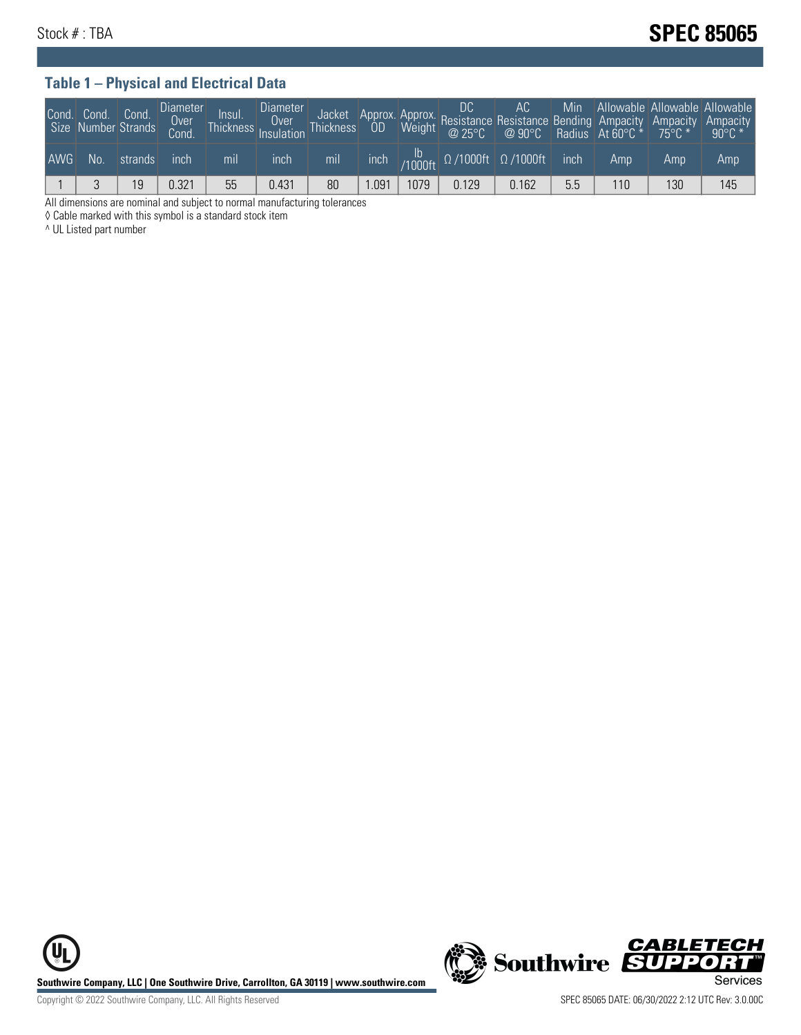### Table 1 – Physical and Electrical Data

| Cond. Size | Cond. Number | Cond. Strands | Diameter Over Cond. | Insul. Thickness | Diameter Over Insulation | Jacket Thickness | Approx. OD | Approx. Weight | DC Resistance @ 25°C | AC Resistance @ 90°C | Min Bending Radius | Allowable Ampacity At 60°C * | Allowable Ampacity 75°C * | Allowable Ampacity 90°C * |
|---|---|---|---|---|---|---|---|---|---|---|---|---|---|---|
| AWG | No. | strands | inch | mil | inch | mil | inch | lb /1000ft | Ω /1000ft | Ω /1000ft | inch | Amp | Amp | Amp |
| 1 | 3 | 19 | 0.321 | 55 | 0.431 | 80 | 1.091 | 1079 | 0.129 | 0.162 | 5.5 | 110 | 130 | 145 |

All dimensions are nominal and subject to normal manufacturing tolerances

◊ Cable marked with this symbol is a standard stock item

^ UL Listed part number

**Southwire Company, LLC | One Southwire Drive, Carrollton, GA 30119 | www.southwire.com**

Copyright © 2022 Southwire Company, LLC. All Rights Reserved

SPEC 85065 DATE: 06/30/2022 2:12 UTC Rev: 3.0.00C